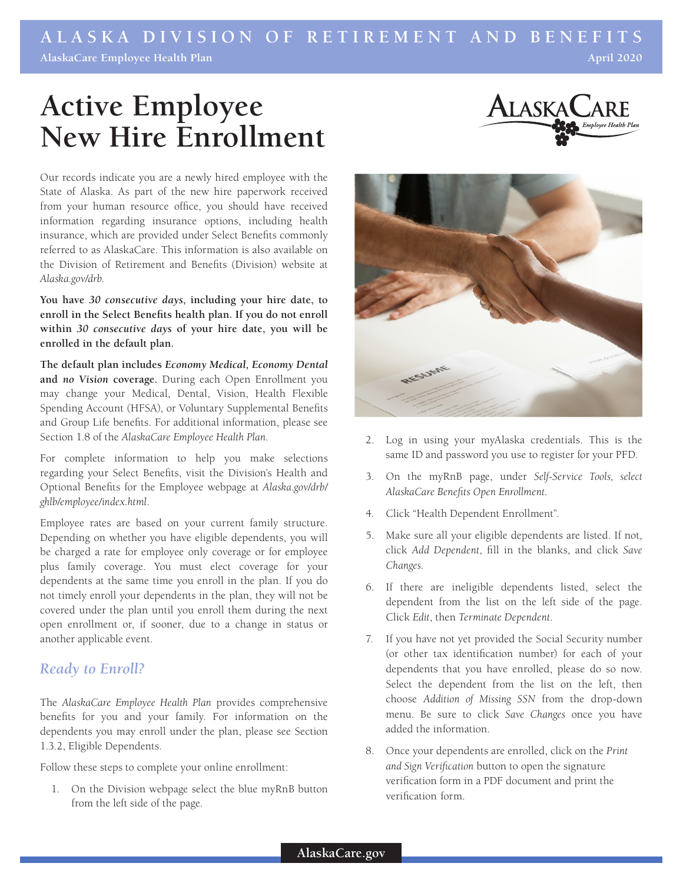# Active Employee New Hire Enrollment

Our records indicate you are a newly hired employee with the State of Alaska. As part of the new hire paperwork received from your human resource office, you should have received information regarding insurance options, including health insurance, which are provided under Select Benefits commonly referred to as AlaskaCare. This information is also available on the Division of Retirement and Benefits (Division) website at *Alaska.gov/drb*.

**You have *30 consecutive days*, including your hire date, to enroll in the Select Benefits health plan. If you do not enroll within *30 consecutive days* of your hire date, you will be enrolled in the default plan.**

**The default plan includes *Economy Medical, Economy Dental* and *no Vision* coverage.** During each Open Enrollment you may change your Medical, Dental, Vision, Health Flexible Spending Account (HFSA), or Voluntary Supplemental Benefits and Group Life benefits. For additional information, please see Section 1.8 of the *AlaskaCare Employee Health Plan*.

For complete information to help you make selections regarding your Select Benefits, visit the Division's Health and Optional Benefits for the Employee webpage at *Alaska.gov/drb/ghlb/employee/index.html*.

Employee rates are based on your current family structure. Depending on whether you have eligible dependents, you will be charged a rate for employee only coverage or for employee plus family coverage. You must elect coverage for your dependents at the same time you enroll in the plan. If you do not timely enroll your dependents in the plan, they will not be covered under the plan until you enroll them during the next open enrollment or, if sooner, due to a change in status or another applicable event.

## *Ready to Enroll?*

The *AlaskaCare Employee Health Plan* provides comprehensive benefits for you and your family. For information on the dependents you may enroll under the plan, please see Section 1.3.2, Eligible Dependents.

Follow these steps to complete your online enrollment:

1. On the Division webpage select the blue myRnB button from the left side of the page.
2. Log in using your myAlaska credentials. This is the same ID and password you use to register for your PFD.
3. On the myRnB page, under *Self-Service Tools, select AlaskaCare Benefits Open Enrollment*.
4. Click "Health Dependent Enrollment".
5. Make sure all your eligible dependents are listed. If not, click *Add Dependent*, fill in the blanks, and click *Save Changes*.
6. If there are ineligible dependents listed, select the dependent from the list on the left side of the page. Click *Edit*, then *Terminate Dependent*.
7. If you have not yet provided the Social Security number (or other tax identification number) for each of your dependents that you have enrolled, please do so now. Select the dependent from the list on the left, then choose *Addition of Missing SSN* from the drop-down menu. Be sure to click *Save Changes* once you have added the information.
8. Once your dependents are enrolled, click on the *Print and Sign Verification* button to open the signature verification form in a PDF document and print the verification form.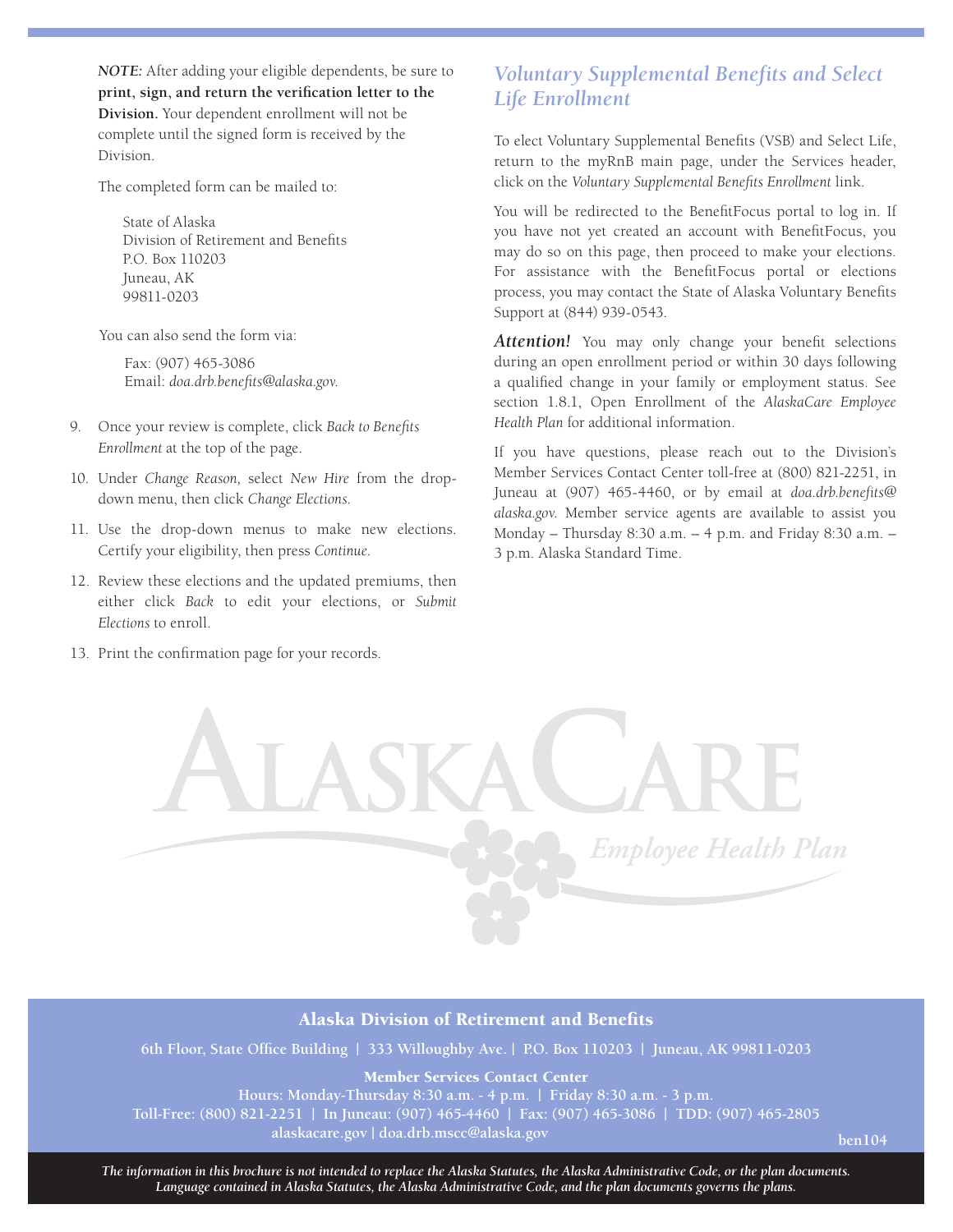***NOTE:*** After adding your eligible dependents, be sure to **print, sign, and return the verification letter to the Division.** Your dependent enrollment will not be complete until the signed form is received by the Division.

The completed form can be mailed to:

State of Alaska
Division of Retirement and Benefits
P.O. Box 110203
Juneau, AK
99811-0203

You can also send the form via:

Fax: (907) 465-3086
Email: *doa.drb.benefits@alaska.gov.*

9. Once your review is complete, click *Back to Benefits Enrollment* at the top of the page.
10. Under *Change Reason,* select *New Hire* from the drop-down menu, then click *Change Elections.*
11. Use the drop-down menus to make new elections. Certify your eligibility, then press *Continue.*
12. Review these elections and the updated premiums, then either click *Back* to edit your elections, or *Submit Elections* to enroll.
13. Print the confirmation page for your records.

## *Voluntary Supplemental Benefits and Select Life Enrollment*

To elect Voluntary Supplemental Benefits (VSB) and Select Life, return to the myRnB main page, under the Services header, click on the *Voluntary Supplemental Benefits Enrollment* link.

You will be redirected to the BenefitFocus portal to log in. If you have not yet created an account with BenefitFocus, you may do so on this page, then proceed to make your elections. For assistance with the BenefitFocus portal or elections process, you may contact the State of Alaska Voluntary Benefits Support at (844) 939-0543.

***Attention!*** You may only change your benefit selections during an open enrollment period or within 30 days following a qualified change in your family or employment status. See section 1.8.1, Open Enrollment of the *AlaskaCare Employee Health Plan* for additional information.

If you have questions, please reach out to the Division's Member Services Contact Center toll-free at (800) 821-2251, in Juneau at (907) 465-4460, or by email at *doa.drb.benefits@alaska.gov.* Member service agents are available to assist you Monday – Thursday 8:30 a.m. – 4 p.m. and Friday 8:30 a.m. – 3 p.m. Alaska Standard Time.

AlaskaCare
Employee Health Plan

**Alaska Division of Retirement and Benefits**

**6th Floor, State Office Building | 333 Willoughby Ave. | P.O. Box 110203 | Juneau, AK 99811-0203**

**Member Services Contact Center**
**Hours: Monday-Thursday 8:30 a.m. - 4 p.m. | Friday 8:30 a.m. - 3 p.m.**
**Toll-Free: (800) 821-2251 | In Juneau: (907) 465-4460 | Fax: (907) 465-3086 | TDD: (907) 465-2805**
**alaskacare.gov | doa.drb.mscc@alaska.gov**

**ben104**

***The information in this brochure is not intended to replace the Alaska Statutes, the Alaska Administrative Code, or the plan documents. Language contained in Alaska Statutes, the Alaska Administrative Code, and the plan documents governs the plans.***